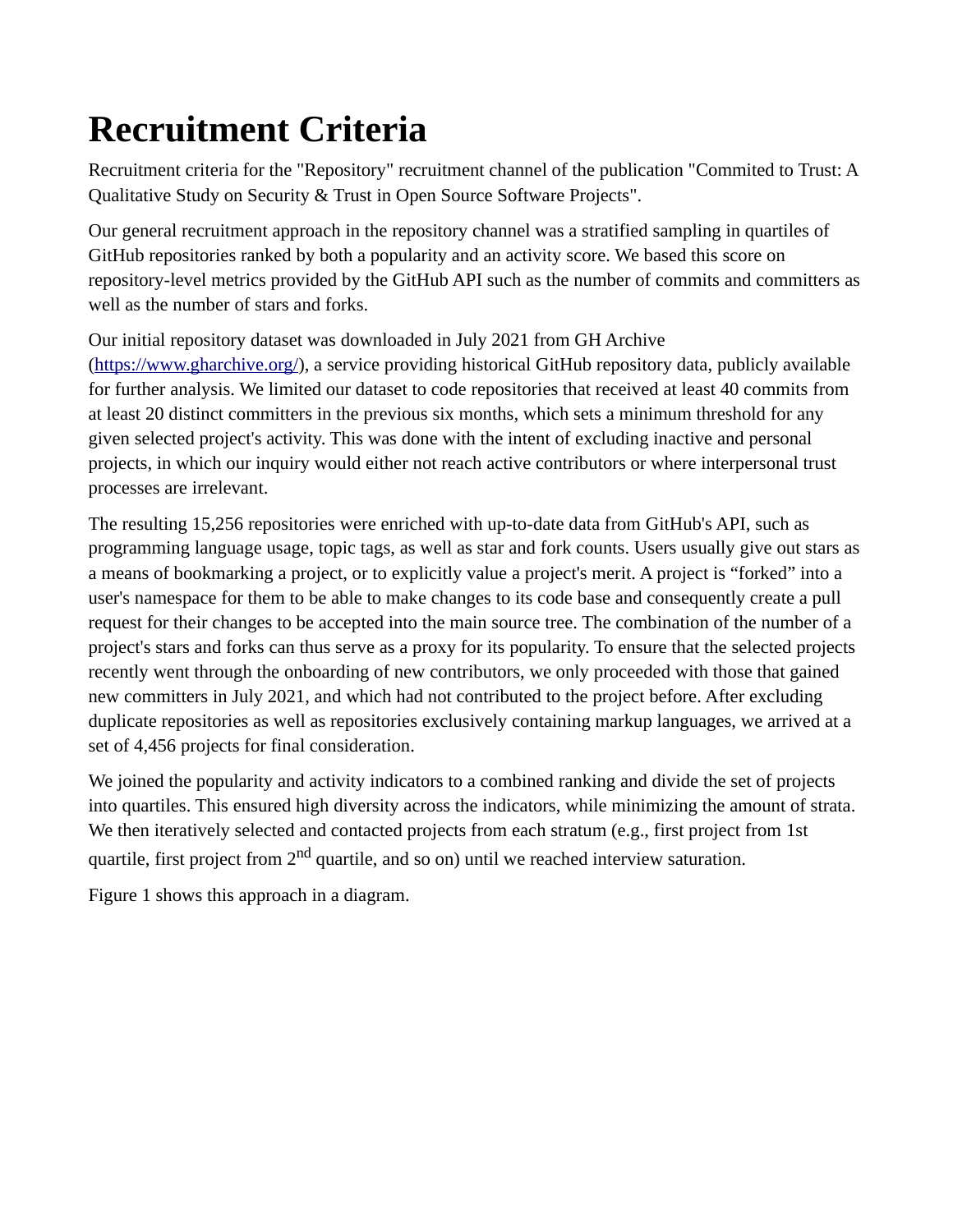# Recruitment Criteria

Recruitment criteria for the "Repository" recruitment channel of the publication "Commited to Trust: A Qualitative Study on Security & Trust in Open Source Software Projects".

Our general recruitment approach in the repository channel was a stratified sampling in quartiles of GitHub repositories ranked by both a popularity and an activity score. We based this score on repository-level metrics provided by the GitHub API such as the number of commits and committers as well as the number of stars and forks.

Our initial repository dataset was downloaded in July 2021 from GH Archive ([https://www.gharchive.org/](https://www.gharchive.org/)), a service providing historical GitHub repository data, publicly available for further analysis. We limited our dataset to code repositories that received at least 40 commits from at least 20 distinct committers in the previous six months, which sets a minimum threshold for any given selected project's activity. This was done with the intent of excluding inactive and personal projects, in which our inquiry would either not reach active contributors or where interpersonal trust processes are irrelevant.

The resulting 15,256 repositories were enriched with up-to-date data from GitHub's API, such as programming language usage, topic tags, as well as star and fork counts. Users usually give out stars as a means of bookmarking a project, or to explicitly value a project's merit. A project is “forked” into a user's namespace for them to be able to make changes to its code base and consequently create a pull request for their changes to be accepted into the main source tree. The combination of the number of a project's stars and forks can thus serve as a proxy for its popularity. To ensure that the selected projects recently went through the onboarding of new contributors, we only proceeded with those that gained new committers in July 2021, and which had not contributed to the project before. After excluding duplicate repositories as well as repositories exclusively containing markup languages, we arrived at a set of 4,456 projects for final consideration.

We joined the popularity and activity indicators to a combined ranking and divide the set of projects into quartiles. This ensured high diversity across the indicators, while minimizing the amount of strata. We then iteratively selected and contacted projects from each stratum (e.g., first project from 1st quartile, first project from 2nd quartile, and so on) until we reached interview saturation.

Figure 1 shows this approach in a diagram.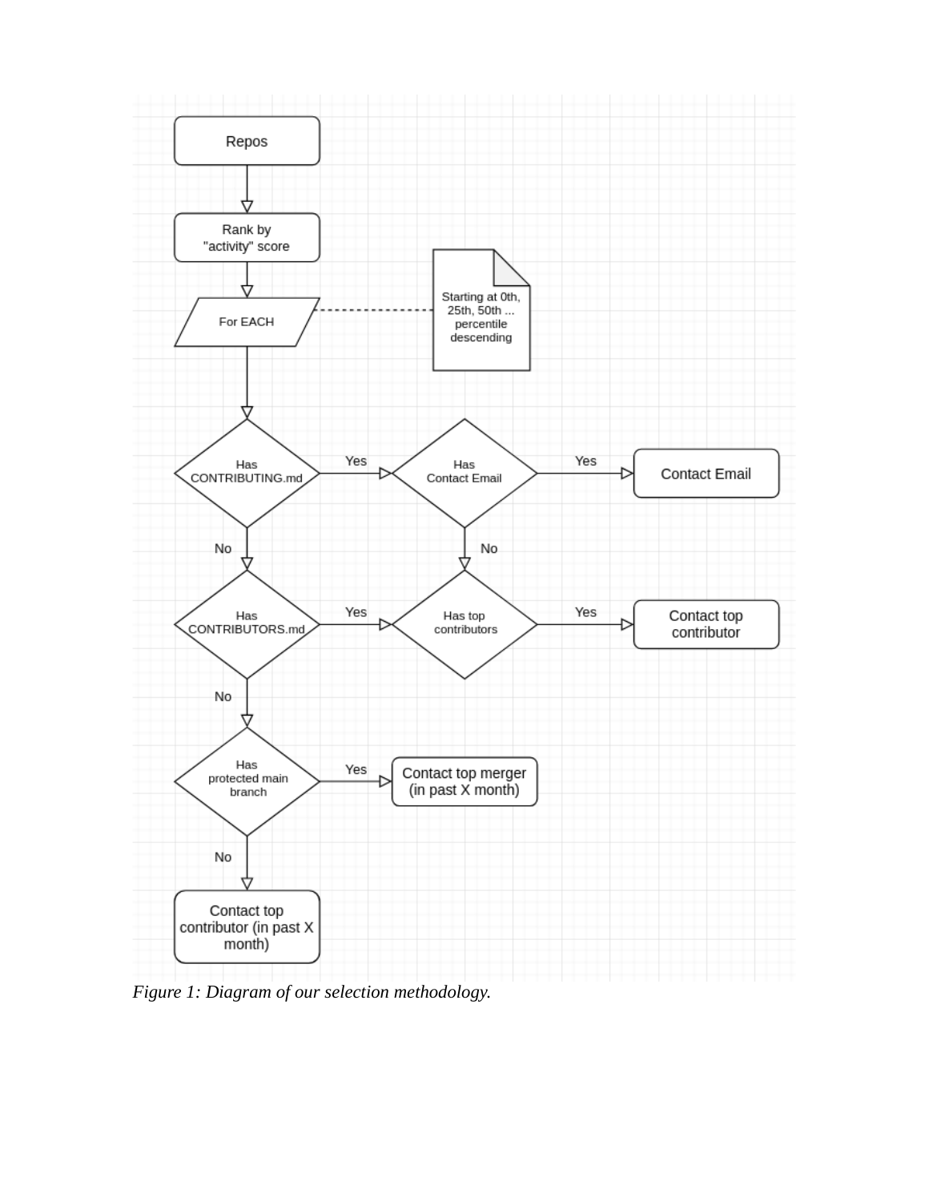Repos

Rank by "activity" score

For EACH

Starting at 0th, 25th, 50th ... percentile descending

Has CONTRIBUTING.md

Yes

Has Contact Email

Yes

Contact Email

No

No

Has CONTRIBUTORS.md

Yes

Has top contributors

Yes

Contact top contributor

No

Has protected main branch

Yes

Contact top merger (in past X month)

No

Contact top contributor (in past X month)

*Figure 1: Diagram of our selection methodology.*